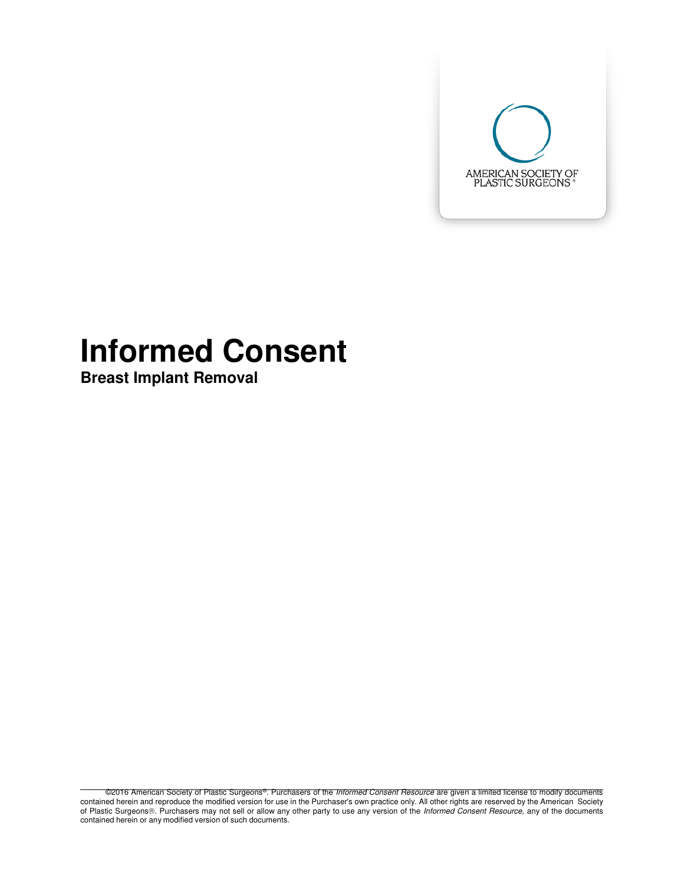AMERICAN SOCIETY OF PLASTIC SURGEONS®

# Informed Consent

## Breast Implant Removal

©2016 American Society of Plastic Surgeons®. Purchasers of the *Informed Consent Resource* are given a limited license to modify documents contained herein and reproduce the modified version for use in the Purchaser's own practice only. All other rights are reserved by the American Society of Plastic Surgeons®. Purchasers may not sell or allow any other party to use any version of the *Informed Consent Resource*, any of the documents contained herein or any modified version of such documents.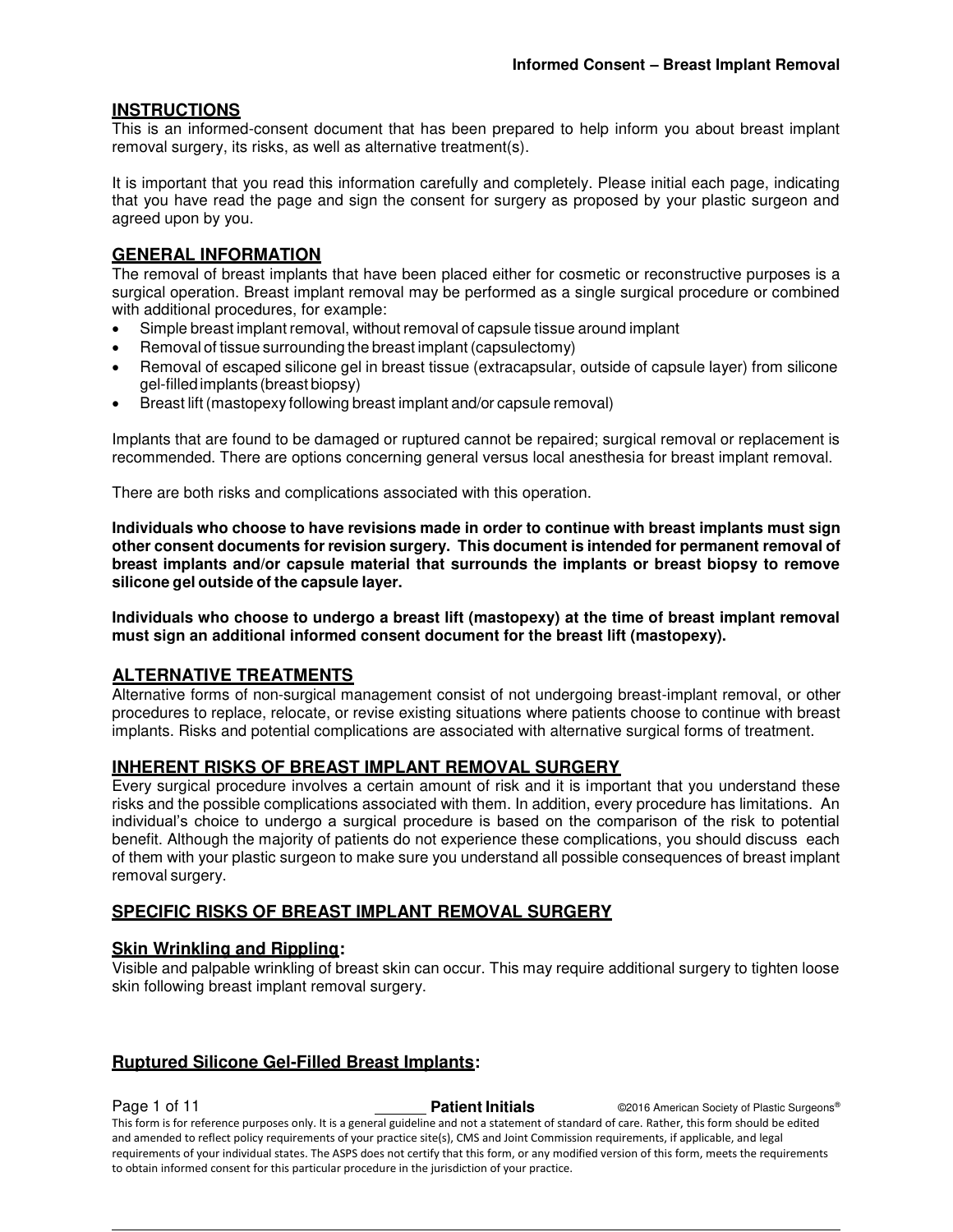## INSTRUCTIONS

This is an informed-consent document that has been prepared to help inform you about breast implant removal surgery, its risks, as well as alternative treatment(s).

It is important that you read this information carefully and completely. Please initial each page, indicating that you have read the page and sign the consent for surgery as proposed by your plastic surgeon and agreed upon by you.

## GENERAL INFORMATION

The removal of breast implants that have been placed either for cosmetic or reconstructive purposes is a surgical operation. Breast implant removal may be performed as a single surgical procedure or combined with additional procedures, for example:

- Simple breast implant removal, without removal of capsule tissue around implant
- Removal of tissue surrounding the breast implant (capsulectomy)
- Removal of escaped silicone gel in breast tissue (extracapsular, outside of capsule layer) from silicone gel-filled implants (breast biopsy)
- Breast lift (mastopexy following breast implant and/or capsule removal)

Implants that are found to be damaged or ruptured cannot be repaired; surgical removal or replacement is recommended. There are options concerning general versus local anesthesia for breast implant removal.

There are both risks and complications associated with this operation.

**Individuals who choose to have revisions made in order to continue with breast implants must sign other consent documents for revision surgery. This document is intended for permanent removal of breast implants and/or capsule material that surrounds the implants or breast biopsy to remove silicone gel outside of the capsule layer.**

**Individuals who choose to undergo a breast lift (mastopexy) at the time of breast implant removal must sign an additional informed consent document for the breast lift (mastopexy).**

## ALTERNATIVE TREATMENTS

Alternative forms of non-surgical management consist of not undergoing breast-implant removal, or other procedures to replace, relocate, or revise existing situations where patients choose to continue with breast implants. Risks and potential complications are associated with alternative surgical forms of treatment.

## INHERENT RISKS OF BREAST IMPLANT REMOVAL SURGERY

Every surgical procedure involves a certain amount of risk and it is important that you understand these risks and the possible complications associated with them. In addition, every procedure has limitations. An individual's choice to undergo a surgical procedure is based on the comparison of the risk to potential benefit. Although the majority of patients do not experience these complications, you should discuss each of them with your plastic surgeon to make sure you understand all possible consequences of breast implant removal surgery.

## SPECIFIC RISKS OF BREAST IMPLANT REMOVAL SURGERY

### Skin Wrinkling and Rippling:

Visible and palpable wrinkling of breast skin can occur. This may require additional surgery to tighten loose skin following breast implant removal surgery.

### Ruptured Silicone Gel-Filled Breast Implants:

______ Patient Initials

This form is for reference purposes only. It is a general guideline and not a statement of standard of care. Rather, this form should be edited and amended to reflect policy requirements of your practice site(s), CMS and Joint Commission requirements, if applicable, and legal requirements of your individual states. The ASPS does not certify that this form, or any modified version of this form, meets the requirements to obtain informed consent for this particular procedure in the jurisdiction of your practice.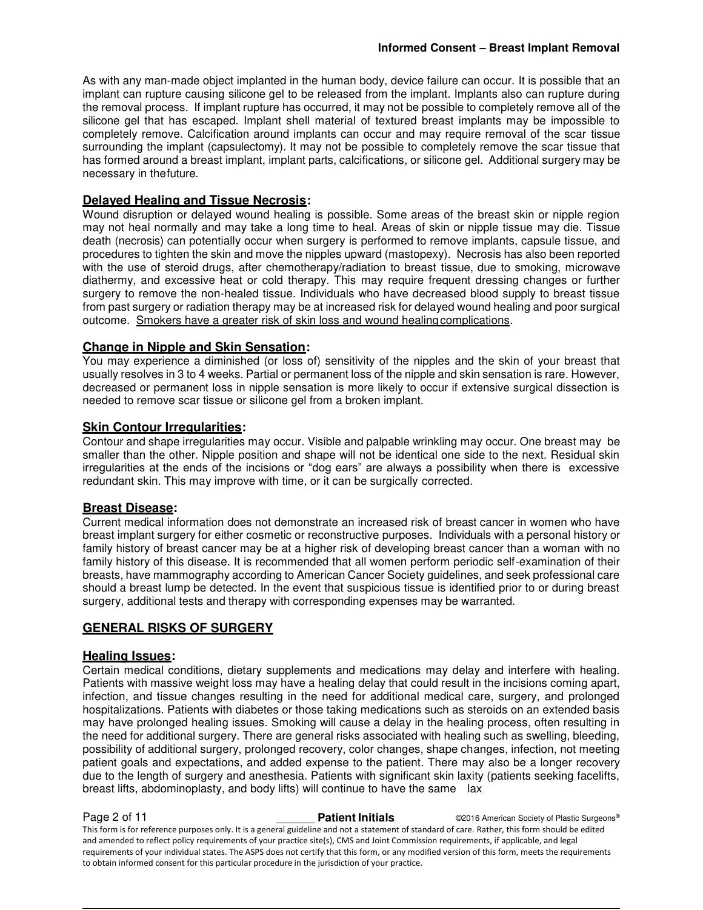As with any man-made object implanted in the human body, device failure can occur. It is possible that an implant can rupture causing silicone gel to be released from the implant. Implants also can rupture during the removal process. If implant rupture has occurred, it may not be possible to completely remove all of the silicone gel that has escaped. Implant shell material of textured breast implants may be impossible to completely remove. Calcification around implants can occur and may require removal of the scar tissue surrounding the implant (capsulectomy). It may not be possible to completely remove the scar tissue that has formed around a breast implant, implant parts, calcifications, or silicone gel. Additional surgery may be necessary in the future.

**Delayed Healing and Tissue Necrosis:**
Wound disruption or delayed wound healing is possible. Some areas of the breast skin or nipple region may not heal normally and may take a long time to heal. Areas of skin or nipple tissue may die. Tissue death (necrosis) can potentially occur when surgery is performed to remove implants, capsule tissue, and procedures to tighten the skin and move the nipples upward (mastopexy). Necrosis has also been reported with the use of steroid drugs, after chemotherapy/radiation to breast tissue, due to smoking, microwave diathermy, and excessive heat or cold therapy. This may require frequent dressing changes or further surgery to remove the non-healed tissue. Individuals who have decreased blood supply to breast tissue from past surgery or radiation therapy may be at increased risk for delayed wound healing and poor surgical outcome. Smokers have a greater risk of skin loss and wound healing complications.

**Change in Nipple and Skin Sensation:**
You may experience a diminished (or loss of) sensitivity of the nipples and the skin of your breast that usually resolves in 3 to 4 weeks. Partial or permanent loss of the nipple and skin sensation is rare. However, decreased or permanent loss in nipple sensation is more likely to occur if extensive surgical dissection is needed to remove scar tissue or silicone gel from a broken implant.

**Skin Contour Irregularities:**
Contour and shape irregularities may occur. Visible and palpable wrinkling may occur. One breast may be smaller than the other. Nipple position and shape will not be identical one side to the next. Residual skin irregularities at the ends of the incisions or "dog ears" are always a possibility when there is excessive redundant skin. This may improve with time, or it can be surgically corrected.

**Breast Disease:**
Current medical information does not demonstrate an increased risk of breast cancer in women who have breast implant surgery for either cosmetic or reconstructive purposes. Individuals with a personal history or family history of breast cancer may be at a higher risk of developing breast cancer than a woman with no family history of this disease. It is recommended that all women perform periodic self-examination of their breasts, have mammography according to American Cancer Society guidelines, and seek professional care should a breast lump be detected. In the event that suspicious tissue is identified prior to or during breast surgery, additional tests and therapy with corresponding expenses may be warranted.

## GENERAL RISKS OF SURGERY

**Healing Issues:**
Certain medical conditions, dietary supplements and medications may delay and interfere with healing. Patients with massive weight loss may have a healing delay that could result in the incisions coming apart, infection, and tissue changes resulting in the need for additional medical care, surgery, and prolonged hospitalizations. Patients with diabetes or those taking medications such as steroids on an extended basis may have prolonged healing issues. Smoking will cause a delay in the healing process, often resulting in the need for additional surgery. There are general risks associated with healing such as swelling, bleeding, possibility of additional surgery, prolonged recovery, color changes, shape changes, infection, not meeting patient goals and expectations, and added expense to the patient. There may also be a longer recovery due to the length of surgery and anesthesia. Patients with significant skin laxity (patients seeking facelifts, breast lifts, abdominoplasty, and body lifts) will continue to have the same lax

______ **Patient Initials**

This form is for reference purposes only. It is a general guideline and not a statement of standard of care. Rather, this form should be edited and amended to reflect policy requirements of your practice site(s), CMS and Joint Commission requirements, if applicable, and legal requirements of your individual states. The ASPS does not certify that this form, or any modified version of this form, meets the requirements to obtain informed consent for this particular procedure in the jurisdiction of your practice.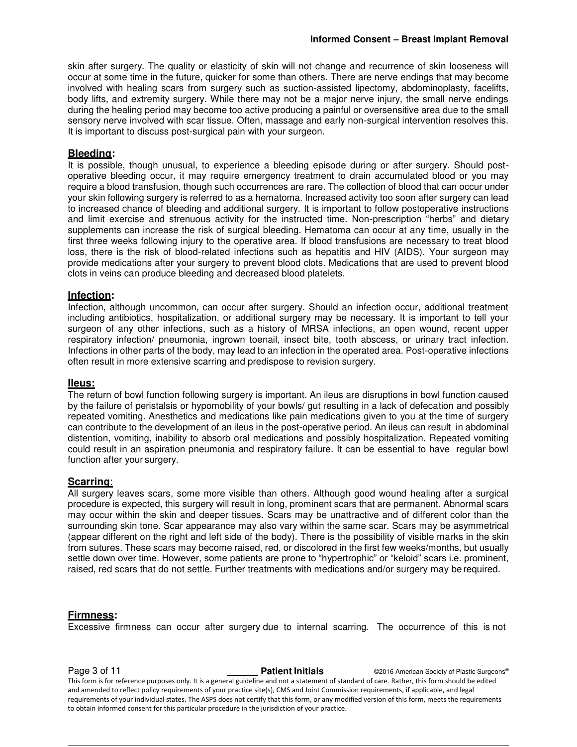skin after surgery. The quality or elasticity of skin will not change and recurrence of skin looseness will occur at some time in the future, quicker for some than others. There are nerve endings that may become involved with healing scars from surgery such as suction-assisted lipectomy, abdominoplasty, facelifts, body lifts, and extremity surgery. While there may not be a major nerve injury, the small nerve endings during the healing period may become too active producing a painful or oversensitive area due to the small sensory nerve involved with scar tissue. Often, massage and early non-surgical intervention resolves this. It is important to discuss post-surgical pain with your surgeon.

**Bleeding:**
It is possible, though unusual, to experience a bleeding episode during or after surgery. Should post-operative bleeding occur, it may require emergency treatment to drain accumulated blood or you may require a blood transfusion, though such occurrences are rare. The collection of blood that can occur under your skin following surgery is referred to as a hematoma. Increased activity too soon after surgery can lead to increased chance of bleeding and additional surgery. It is important to follow postoperative instructions and limit exercise and strenuous activity for the instructed time. Non-prescription "herbs" and dietary supplements can increase the risk of surgical bleeding. Hematoma can occur at any time, usually in the first three weeks following injury to the operative area. If blood transfusions are necessary to treat blood loss, there is the risk of blood-related infections such as hepatitis and HIV (AIDS). Your surgeon may provide medications after your surgery to prevent blood clots. Medications that are used to prevent blood clots in veins can produce bleeding and decreased blood platelets.

**Infection:**
Infection, although uncommon, can occur after surgery. Should an infection occur, additional treatment including antibiotics, hospitalization, or additional surgery may be necessary. It is important to tell your surgeon of any other infections, such as a history of MRSA infections, an open wound, recent upper respiratory infection/ pneumonia, ingrown toenail, insect bite, tooth abscess, or urinary tract infection. Infections in other parts of the body, may lead to an infection in the operated area. Post-operative infections often result in more extensive scarring and predispose to revision surgery.

**Ileus:**
The return of bowl function following surgery is important. An ileus are disruptions in bowl function caused by the failure of peristalsis or hypomobility of your bowls/ gut resulting in a lack of defecation and possibly repeated vomiting. Anesthetics and medications like pain medications given to you at the time of surgery can contribute to the development of an ileus in the post-operative period. An ileus can result in abdominal distention, vomiting, inability to absorb oral medications and possibly hospitalization. Repeated vomiting could result in an aspiration pneumonia and respiratory failure. It can be essential to have regular bowl function after your surgery.

**Scarring:**
All surgery leaves scars, some more visible than others. Although good wound healing after a surgical procedure is expected, this surgery will result in long, prominent scars that are permanent. Abnormal scars may occur within the skin and deeper tissues. Scars may be unattractive and of different color than the surrounding skin tone. Scar appearance may also vary within the same scar. Scars may be asymmetrical (appear different on the right and left side of the body). There is the possibility of visible marks in the skin from sutures. These scars may become raised, red, or discolored in the first few weeks/months, but usually settle down over time. However, some patients are prone to "hypertrophic" or "keloid" scars i.e. prominent, raised, red scars that do not settle. Further treatments with medications and/or surgery may be required.

**Firmness:**
Excessive firmness can occur after surgery due to internal scarring. The occurrence of this is not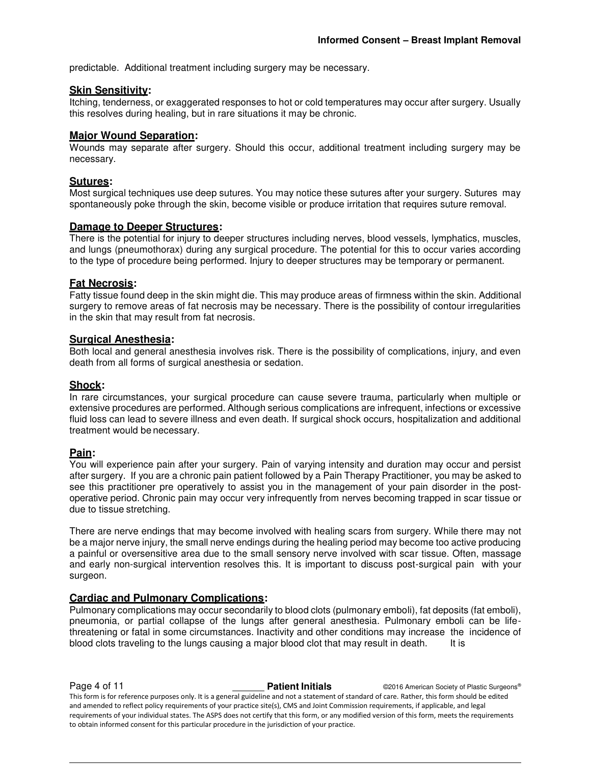predictable. Additional treatment including surgery may be necessary.

### Skin Sensitivity:

Itching, tenderness, or exaggerated responses to hot or cold temperatures may occur after surgery. Usually this resolves during healing, but in rare situations it may be chronic.

### Major Wound Separation:

Wounds may separate after surgery. Should this occur, additional treatment including surgery may be necessary.

### Sutures:

Most surgical techniques use deep sutures. You may notice these sutures after your surgery. Sutures may spontaneously poke through the skin, become visible or produce irritation that requires suture removal.

### Damage to Deeper Structures:

There is the potential for injury to deeper structures including nerves, blood vessels, lymphatics, muscles, and lungs (pneumothorax) during any surgical procedure. The potential for this to occur varies according to the type of procedure being performed. Injury to deeper structures may be temporary or permanent.

### Fat Necrosis:

Fatty tissue found deep in the skin might die. This may produce areas of firmness within the skin. Additional surgery to remove areas of fat necrosis may be necessary. There is the possibility of contour irregularities in the skin that may result from fat necrosis.

### Surgical Anesthesia:

Both local and general anesthesia involves risk. There is the possibility of complications, injury, and even death from all forms of surgical anesthesia or sedation.

### Shock:

In rare circumstances, your surgical procedure can cause severe trauma, particularly when multiple or extensive procedures are performed. Although serious complications are infrequent, infections or excessive fluid loss can lead to severe illness and even death. If surgical shock occurs, hospitalization and additional treatment would be necessary.

### Pain:

You will experience pain after your surgery. Pain of varying intensity and duration may occur and persist after surgery. If you are a chronic pain patient followed by a Pain Therapy Practitioner, you may be asked to see this practitioner pre operatively to assist you in the management of your pain disorder in the post-operative period. Chronic pain may occur very infrequently from nerves becoming trapped in scar tissue or due to tissue stretching.

There are nerve endings that may become involved with healing scars from surgery. While there may not be a major nerve injury, the small nerve endings during the healing period may become too active producing a painful or oversensitive area due to the small sensory nerve involved with scar tissue. Often, massage and early non-surgical intervention resolves this. It is important to discuss post-surgical pain with your surgeon.

### Cardiac and Pulmonary Complications:

Pulmonary complications may occur secondarily to blood clots (pulmonary emboli), fat deposits (fat emboli), pneumonia, or partial collapse of the lungs after general anesthesia. Pulmonary emboli can be life-threatening or fatal in some circumstances. Inactivity and other conditions may increase the incidence of blood clots traveling to the lungs causing a major blood clot that may result in death. It is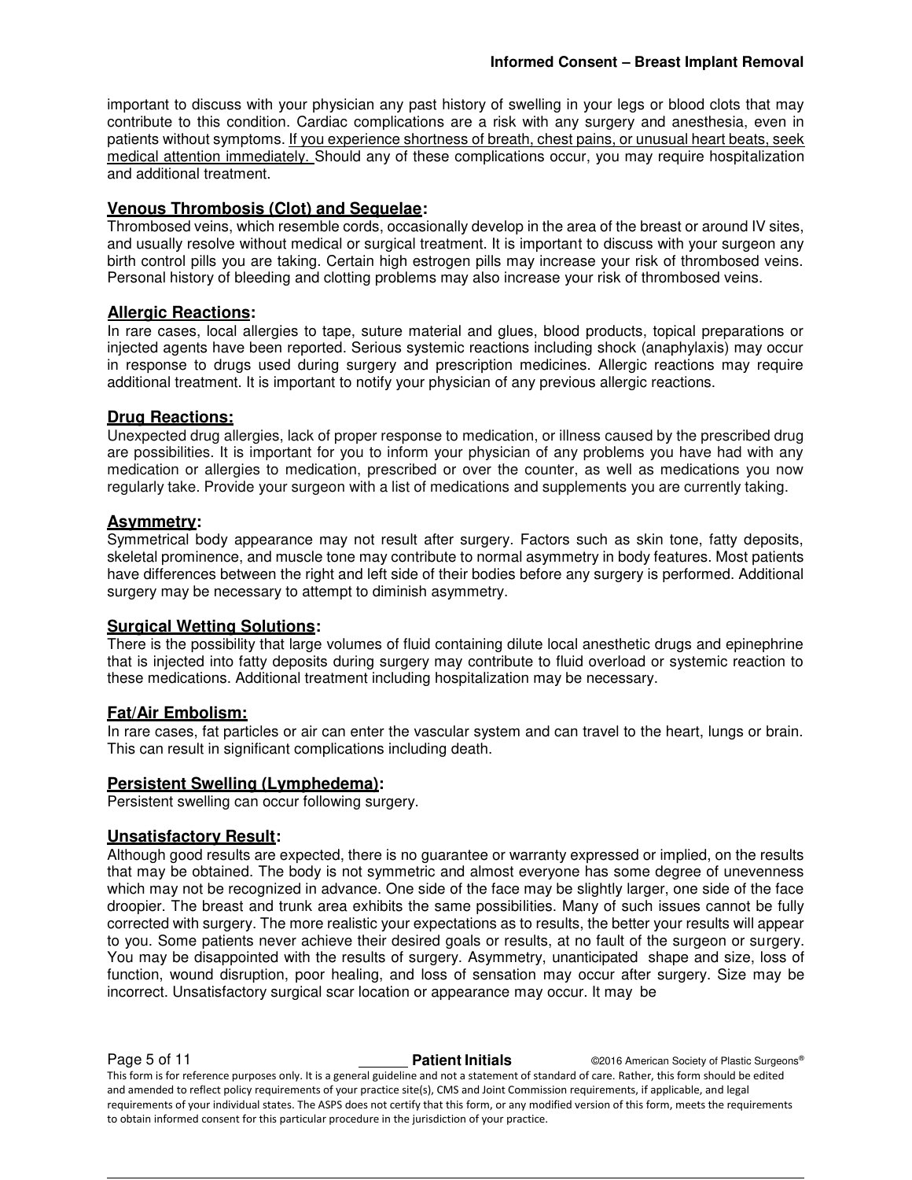important to discuss with your physician any past history of swelling in your legs or blood clots that may contribute to this condition. Cardiac complications are a risk with any surgery and anesthesia, even in patients without symptoms. <u>If you experience shortness of breath, chest pains, or unusual heart beats, seek medical attention immediately.</u> Should any of these complications occur, you may require hospitalization and additional treatment.

### Venous Thrombosis (Clot) and Sequelae:

Thrombosed veins, which resemble cords, occasionally develop in the area of the breast or around IV sites, and usually resolve without medical or surgical treatment. It is important to discuss with your surgeon any birth control pills you are taking. Certain high estrogen pills may increase your risk of thrombosed veins. Personal history of bleeding and clotting problems may also increase your risk of thrombosed veins.

### Allergic Reactions:

In rare cases, local allergies to tape, suture material and glues, blood products, topical preparations or injected agents have been reported. Serious systemic reactions including shock (anaphylaxis) may occur in response to drugs used during surgery and prescription medicines. Allergic reactions may require additional treatment. It is important to notify your physician of any previous allergic reactions.

### Drug Reactions:

Unexpected drug allergies, lack of proper response to medication, or illness caused by the prescribed drug are possibilities. It is important for you to inform your physician of any problems you have had with any medication or allergies to medication, prescribed or over the counter, as well as medications you now regularly take. Provide your surgeon with a list of medications and supplements you are currently taking.

### Asymmetry:

Symmetrical body appearance may not result after surgery. Factors such as skin tone, fatty deposits, skeletal prominence, and muscle tone may contribute to normal asymmetry in body features. Most patients have differences between the right and left side of their bodies before any surgery is performed. Additional surgery may be necessary to attempt to diminish asymmetry.

### Surgical Wetting Solutions:

There is the possibility that large volumes of fluid containing dilute local anesthetic drugs and epinephrine that is injected into fatty deposits during surgery may contribute to fluid overload or systemic reaction to these medications. Additional treatment including hospitalization may be necessary.

### Fat/Air Embolism:

In rare cases, fat particles or air can enter the vascular system and can travel to the heart, lungs or brain. This can result in significant complications including death.

### Persistent Swelling (Lymphedema):

Persistent swelling can occur following surgery.

### Unsatisfactory Result:

Although good results are expected, there is no guarantee or warranty expressed or implied, on the results that may be obtained. The body is not symmetric and almost everyone has some degree of unevenness which may not be recognized in advance. One side of the face may be slightly larger, one side of the face droopier. The breast and trunk area exhibits the same possibilities. Many of such issues cannot be fully corrected with surgery. The more realistic your expectations as to results, the better your results will appear to you. Some patients never achieve their desired goals or results, at no fault of the surgeon or surgery. You may be disappointed with the results of surgery. Asymmetry, unanticipated shape and size, loss of function, wound disruption, poor healing, and loss of sensation may occur after surgery. Size may be incorrect. Unsatisfactory surgical scar location or appearance may occur. It may be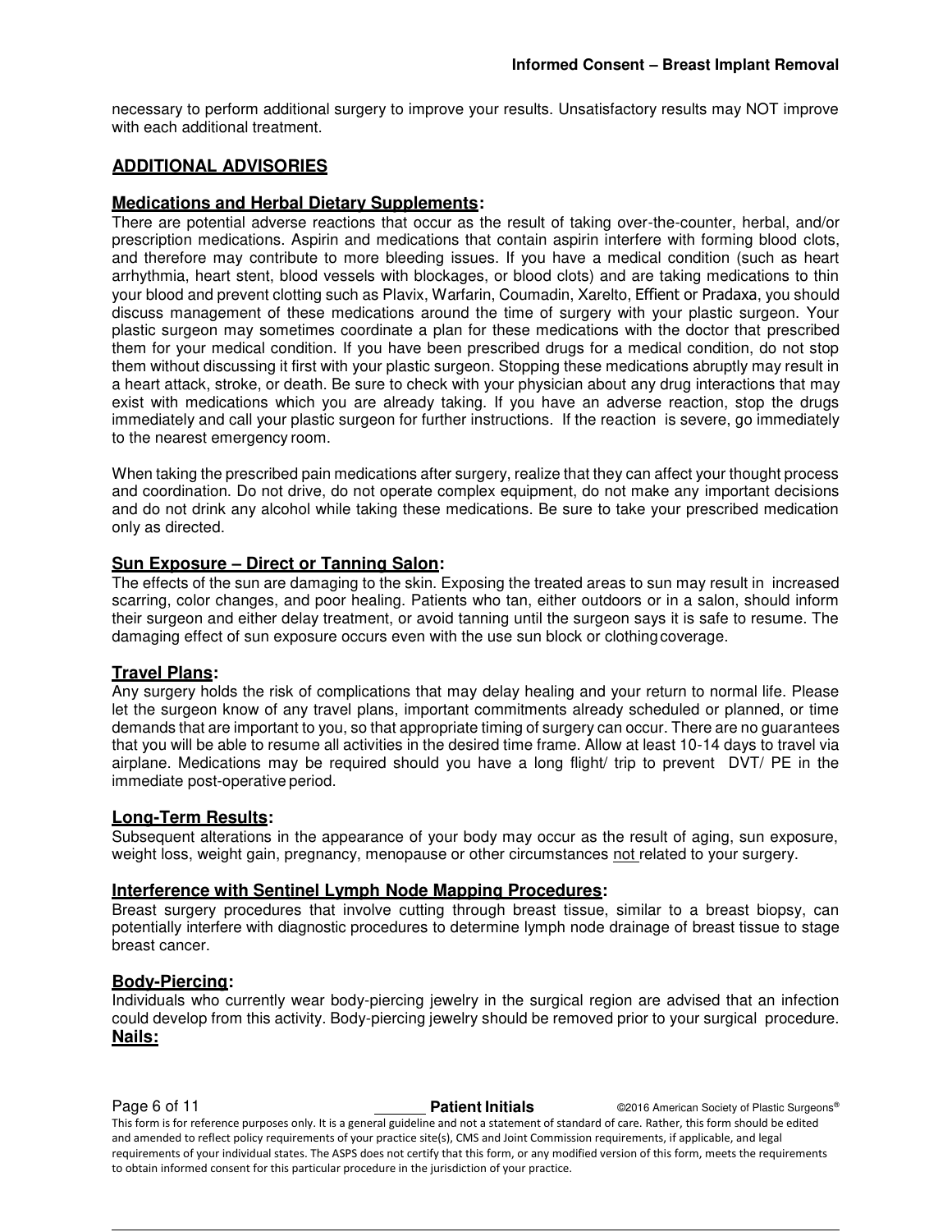necessary to perform additional surgery to improve your results. Unsatisfactory results may NOT improve with each additional treatment.

## ADDITIONAL ADVISORIES

### Medications and Herbal Dietary Supplements:

There are potential adverse reactions that occur as the result of taking over-the-counter, herbal, and/or prescription medications. Aspirin and medications that contain aspirin interfere with forming blood clots, and therefore may contribute to more bleeding issues. If you have a medical condition (such as heart arrhythmia, heart stent, blood vessels with blockages, or blood clots) and are taking medications to thin your blood and prevent clotting such as Plavix, Warfarin, Coumadin, Xarelto, Effient or Pradaxa, you should discuss management of these medications around the time of surgery with your plastic surgeon. Your plastic surgeon may sometimes coordinate a plan for these medications with the doctor that prescribed them for your medical condition. If you have been prescribed drugs for a medical condition, do not stop them without discussing it first with your plastic surgeon. Stopping these medications abruptly may result in a heart attack, stroke, or death. Be sure to check with your physician about any drug interactions that may exist with medications which you are already taking. If you have an adverse reaction, stop the drugs immediately and call your plastic surgeon for further instructions. If the reaction is severe, go immediately to the nearest emergency room.

When taking the prescribed pain medications after surgery, realize that they can affect your thought process and coordination. Do not drive, do not operate complex equipment, do not make any important decisions and do not drink any alcohol while taking these medications. Be sure to take your prescribed medication only as directed.

### Sun Exposure – Direct or Tanning Salon:

The effects of the sun are damaging to the skin. Exposing the treated areas to sun may result in increased scarring, color changes, and poor healing. Patients who tan, either outdoors or in a salon, should inform their surgeon and either delay treatment, or avoid tanning until the surgeon says it is safe to resume. The damaging effect of sun exposure occurs even with the use sun block or clothing coverage.

### Travel Plans:

Any surgery holds the risk of complications that may delay healing and your return to normal life. Please let the surgeon know of any travel plans, important commitments already scheduled or planned, or time demands that are important to you, so that appropriate timing of surgery can occur. There are no guarantees that you will be able to resume all activities in the desired time frame. Allow at least 10-14 days to travel via airplane. Medications may be required should you have a long flight/ trip to prevent DVT/ PE in the immediate post-operative period.

### Long-Term Results:

Subsequent alterations in the appearance of your body may occur as the result of aging, sun exposure, weight loss, weight gain, pregnancy, menopause or other circumstances <u>not</u> related to your surgery.

### Interference with Sentinel Lymph Node Mapping Procedures:

Breast surgery procedures that involve cutting through breast tissue, similar to a breast biopsy, can potentially interfere with diagnostic procedures to determine lymph node drainage of breast tissue to stage breast cancer.

### Body-Piercing:

Individuals who currently wear body-piercing jewelry in the surgical region are advised that an infection could develop from this activity. Body-piercing jewelry should be removed prior to your surgical procedure.

### Nails:

_______ **Patient Initials**

This form is for reference purposes only. It is a general guideline and not a statement of standard of care. Rather, this form should be edited and amended to reflect policy requirements of your practice site(s), CMS and Joint Commission requirements, if applicable, and legal requirements of your individual states. The ASPS does not certify that this form, or any modified version of this form, meets the requirements to obtain informed consent for this particular procedure in the jurisdiction of your practice.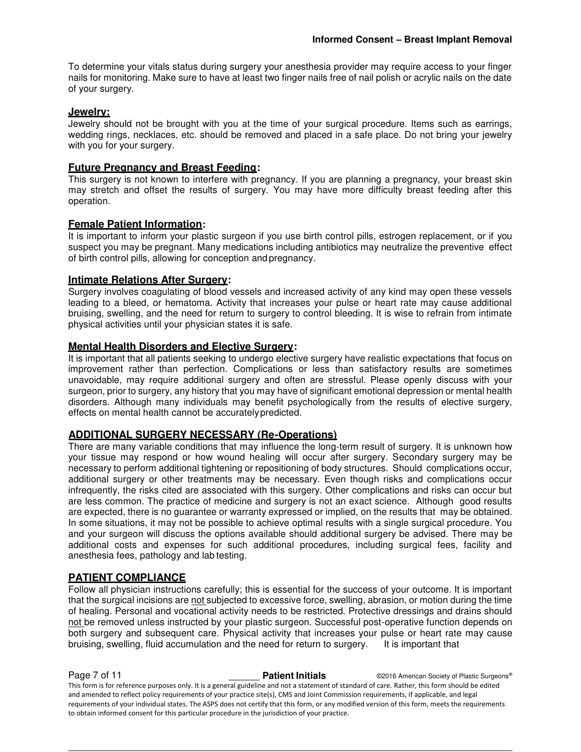To determine your vitals status during surgery your anesthesia provider may require access to your finger nails for monitoring. Make sure to have at least two finger nails free of nail polish or acrylic nails on the date of your surgery.

**Jewelry:**

Jewelry should not be brought with you at the time of your surgical procedure. Items such as earrings, wedding rings, necklaces, etc. should be removed and placed in a safe place. Do not bring your jewelry with you for your surgery.

**Future Pregnancy and Breast Feeding:**

This surgery is not known to interfere with pregnancy. If you are planning a pregnancy, your breast skin may stretch and offset the results of surgery. You may have more difficulty breast feeding after this operation.

**Female Patient Information:**

It is important to inform your plastic surgeon if you use birth control pills, estrogen replacement, or if you suspect you may be pregnant. Many medications including antibiotics may neutralize the preventive effect of birth control pills, allowing for conception and pregnancy.

**Intimate Relations After Surgery:**

Surgery involves coagulating of blood vessels and increased activity of any kind may open these vessels leading to a bleed, or hematoma. Activity that increases your pulse or heart rate may cause additional bruising, swelling, and the need for return to surgery to control bleeding. It is wise to refrain from intimate physical activities until your physician states it is safe.

**Mental Health Disorders and Elective Surgery:**

It is important that all patients seeking to undergo elective surgery have realistic expectations that focus on improvement rather than perfection. Complications or less than satisfactory results are sometimes unavoidable, may require additional surgery and often are stressful. Please openly discuss with your surgeon, prior to surgery, any history that you may have of significant emotional depression or mental health disorders. Although many individuals may benefit psychologically from the results of elective surgery, effects on mental health cannot be accurately predicted.

## ADDITIONAL SURGERY NECESSARY (Re-Operations)

There are many variable conditions that may influence the long-term result of surgery. It is unknown how your tissue may respond or how wound healing will occur after surgery. Secondary surgery may be necessary to perform additional tightening or repositioning of body structures. Should complications occur, additional surgery or other treatments may be necessary. Even though risks and complications occur infrequently, the risks cited are associated with this surgery. Other complications and risks can occur but are less common. The practice of medicine and surgery is not an exact science. Although good results are expected, there is no guarantee or warranty expressed or implied, on the results that may be obtained. In some situations, it may not be possible to achieve optimal results with a single surgical procedure. You and your surgeon will discuss the options available should additional surgery be advised. There may be additional costs and expenses for such additional procedures, including surgical fees, facility and anesthesia fees, pathology and lab testing.

## PATIENT COMPLIANCE

Follow all physician instructions carefully; this is essential for the success of your outcome. It is important that the surgical incisions are not subjected to excessive force, swelling, abrasion, or motion during the time of healing. Personal and vocational activity needs to be restricted. Protective dressings and drains should not be removed unless instructed by your plastic surgeon. Successful post-operative function depends on both surgery and subsequent care. Physical activity that increases your pulse or heart rate may cause bruising, swelling, fluid accumulation and the need for return to surgery. It is important that

______ **Patient Initials**

This form is for reference purposes only. It is a general guideline and not a statement of standard of care. Rather, this form should be edited and amended to reflect policy requirements of your practice site(s), CMS and Joint Commission requirements, if applicable, and legal requirements of your individual states. The ASPS does not certify that this form, or any modified version of this form, meets the requirements to obtain informed consent for this particular procedure in the jurisdiction of your practice.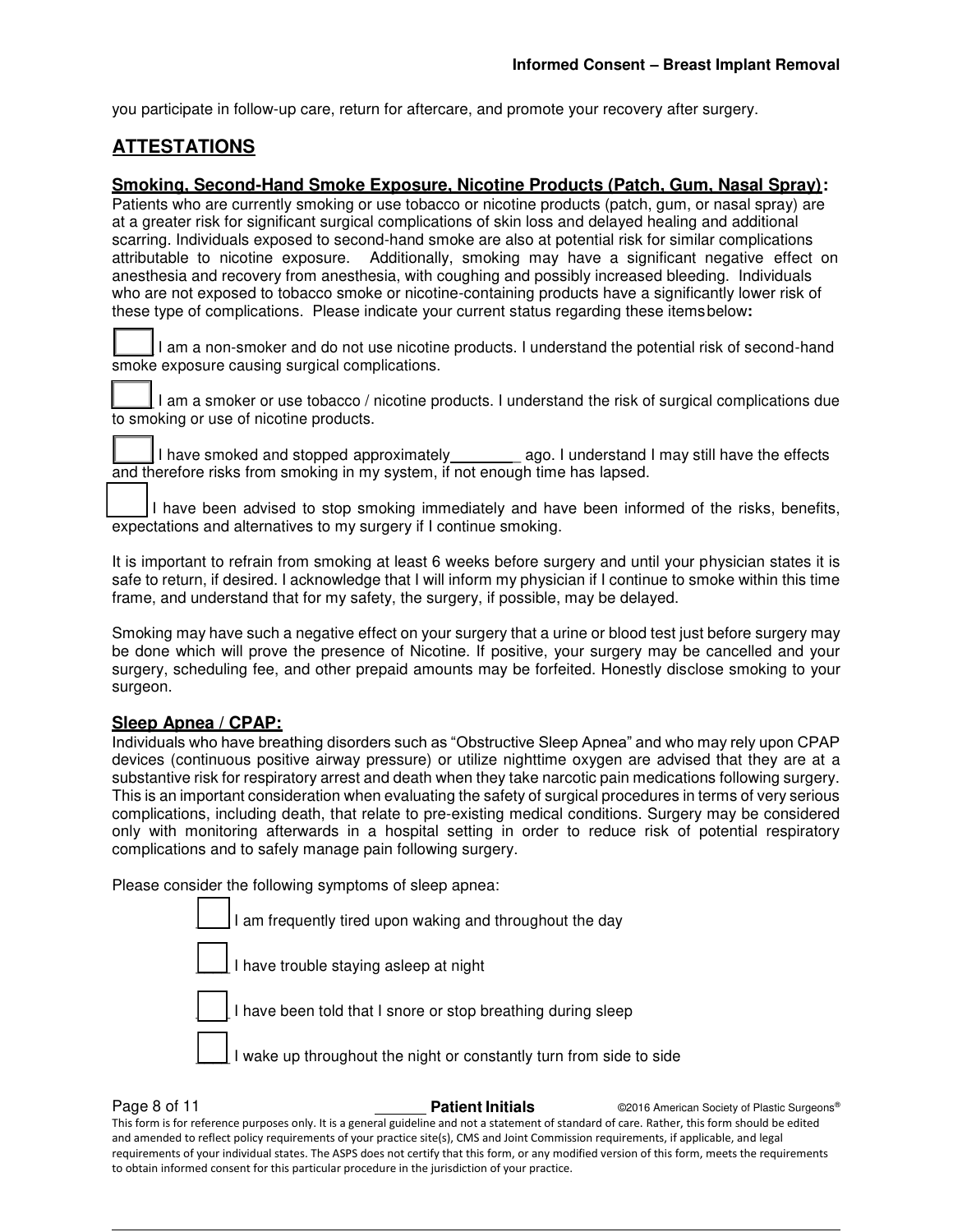you participate in follow-up care, return for aftercare, and promote your recovery after surgery.

## ATTESTATIONS

### Smoking, Second-Hand Smoke Exposure, Nicotine Products (Patch, Gum, Nasal Spray):

Patients who are currently smoking or use tobacco or nicotine products (patch, gum, or nasal spray) are at a greater risk for significant surgical complications of skin loss and delayed healing and additional scarring. Individuals exposed to second-hand smoke are also at potential risk for similar complications attributable to nicotine exposure. Additionally, smoking may have a significant negative effect on anesthesia and recovery from anesthesia, with coughing and possibly increased bleeding. Individuals who are not exposed to tobacco smoke or nicotine-containing products have a significantly lower risk of these type of complications. Please indicate your current status regarding these items below:

☐ I am a non-smoker and do not use nicotine products. I understand the potential risk of second-hand smoke exposure causing surgical complications.

☐ I am a smoker or use tobacco / nicotine products. I understand the risk of surgical complications due to smoking or use of nicotine products.

☐ I have smoked and stopped approximately________ ago. I understand I may still have the effects and therefore risks from smoking in my system, if not enough time has lapsed.

☐ I have been advised to stop smoking immediately and have been informed of the risks, benefits, expectations and alternatives to my surgery if I continue smoking.

It is important to refrain from smoking at least 6 weeks before surgery and until your physician states it is safe to return, if desired. I acknowledge that I will inform my physician if I continue to smoke within this time frame, and understand that for my safety, the surgery, if possible, may be delayed.

Smoking may have such a negative effect on your surgery that a urine or blood test just before surgery may be done which will prove the presence of Nicotine. If positive, your surgery may be cancelled and your surgery, scheduling fee, and other prepaid amounts may be forfeited. Honestly disclose smoking to your surgeon.

### Sleep Apnea / CPAP:

Individuals who have breathing disorders such as "Obstructive Sleep Apnea" and who may rely upon CPAP devices (continuous positive airway pressure) or utilize nighttime oxygen are advised that they are at a substantive risk for respiratory arrest and death when they take narcotic pain medications following surgery. This is an important consideration when evaluating the safety of surgical procedures in terms of very serious complications, including death, that relate to pre-existing medical conditions. Surgery may be considered only with monitoring afterwards in a hospital setting in order to reduce risk of potential respiratory complications and to safely manage pain following surgery.

Please consider the following symptoms of sleep apnea:

☐ I am frequently tired upon waking and throughout the day

☐ I have trouble staying asleep at night

☐ I have been told that I snore or stop breathing during sleep

☐ I wake up throughout the night or constantly turn from side to side

_______ **Patient Initials**

This form is for reference purposes only. It is a general guideline and not a statement of standard of care. Rather, this form should be edited and amended to reflect policy requirements of your practice site(s), CMS and Joint Commission requirements, if applicable, and legal requirements of your individual states. The ASPS does not certify that this form, or any modified version of this form, meets the requirements to obtain informed consent for this particular procedure in the jurisdiction of your practice.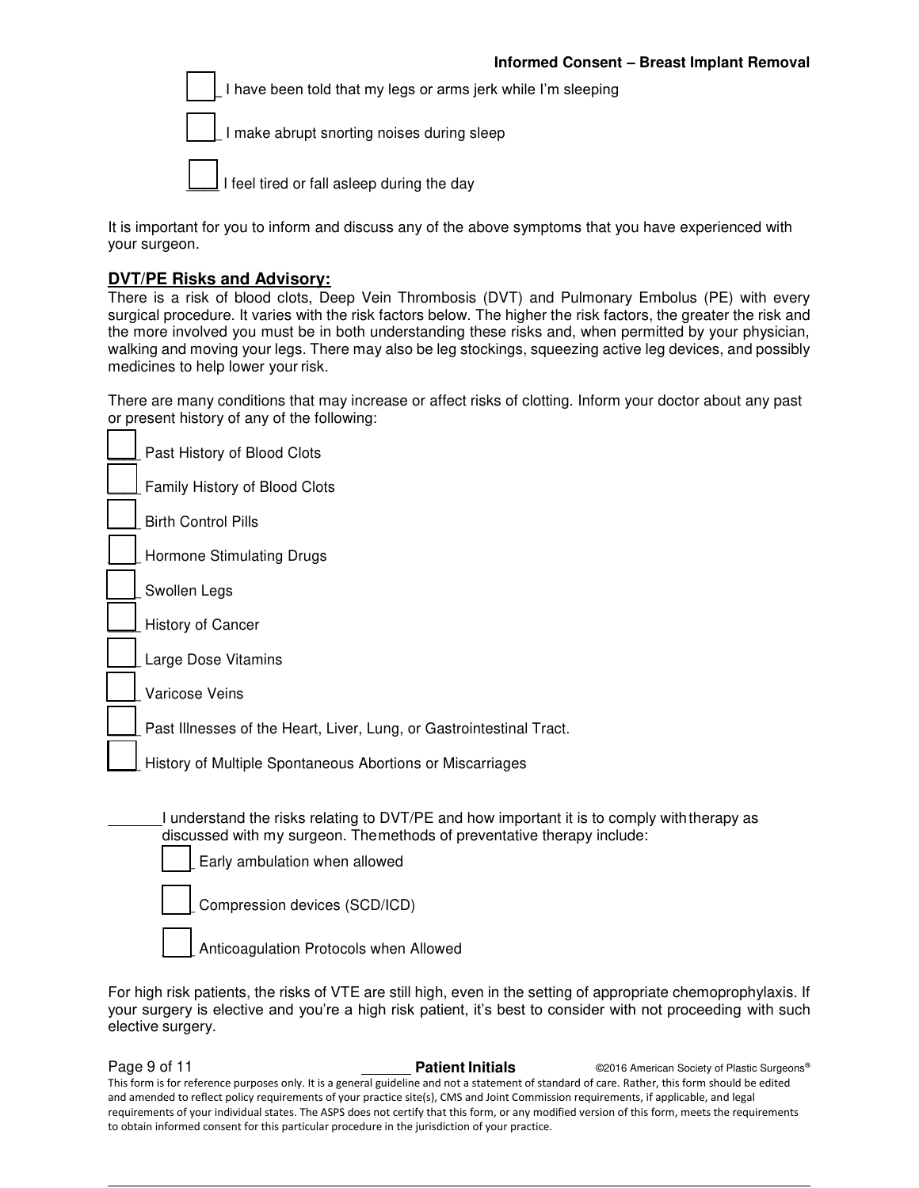- [ ] I have been told that my legs or arms jerk while I'm sleeping
- [ ] I make abrupt snorting noises during sleep
- [ ] I feel tired or fall asleep during the day

It is important for you to inform and discuss any of the above symptoms that you have experienced with your surgeon.

**DVT/PE Risks and Advisory:**

There is a risk of blood clots, Deep Vein Thrombosis (DVT) and Pulmonary Embolus (PE) with every surgical procedure. It varies with the risk factors below. The higher the risk factors, the greater the risk and the more involved you must be in both understanding these risks and, when permitted by your physician, walking and moving your legs. There may also be leg stockings, squeezing active leg devices, and possibly medicines to help lower your risk.

There are many conditions that may increase or affect risks of clotting. Inform your doctor about any past or present history of any of the following:

- [ ] Past History of Blood Clots
- [ ] Family History of Blood Clots
- [ ] Birth Control Pills
- [ ] Hormone Stimulating Drugs
- [ ] Swollen Legs
- [ ] History of Cancer
- [ ] Large Dose Vitamins
- [ ] Varicose Veins
- [ ] Past Illnesses of the Heart, Liver, Lung, or Gastrointestinal Tract.
- [ ] History of Multiple Spontaneous Abortions or Miscarriages

_______ I understand the risks relating to DVT/PE and how important it is to comply with therapy as discussed with my surgeon. The methods of preventative therapy include:

- [ ] Early ambulation when allowed
- [ ] Compression devices (SCD/ICD)
- [ ] Anticoagulation Protocols when Allowed

For high risk patients, the risks of VTE are still high, even in the setting of appropriate chemoprophylaxis. If your surgery is elective and you're a high risk patient, it's best to consider with not proceeding with such elective surgery.

_______ **Patient Initials**

This form is for reference purposes only. It is a general guideline and not a statement of standard of care. Rather, this form should be edited and amended to reflect policy requirements of your practice site(s), CMS and Joint Commission requirements, if applicable, and legal requirements of your individual states. The ASPS does not certify that this form, or any modified version of this form, meets the requirements to obtain informed consent for this particular procedure in the jurisdiction of your practice.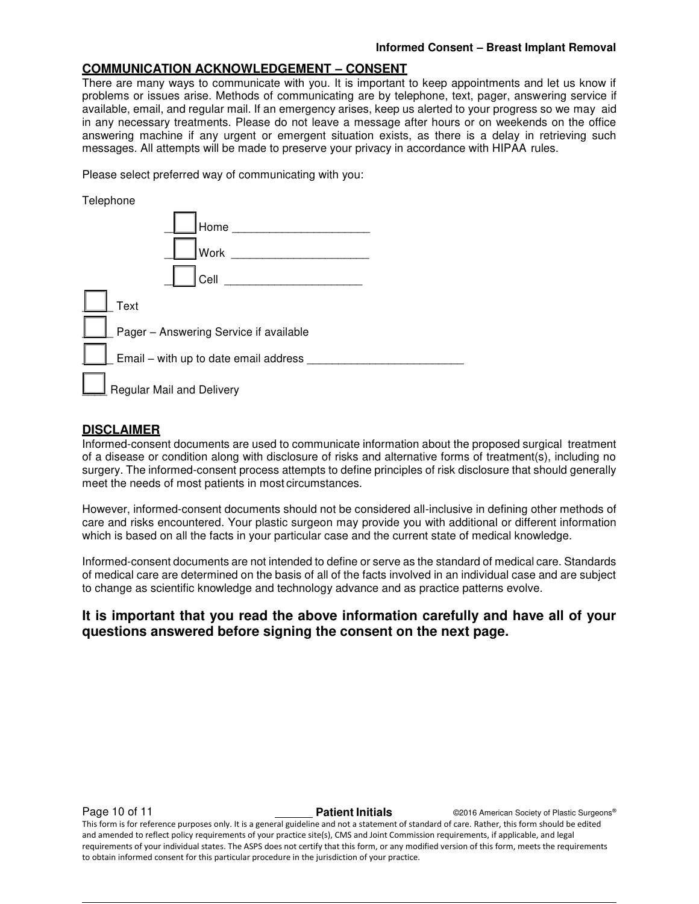## COMMUNICATION ACKNOWLEDGEMENT – CONSENT

There are many ways to communicate with you. It is important to keep appointments and let us know if problems or issues arise. Methods of communicating are by telephone, text, pager, answering service if available, email, and regular mail. If an emergency arises, keep us alerted to your progress so we may aid in any necessary treatments. Please do not leave a message after hours or on weekends on the office answering machine if any urgent or emergent situation exists, as there is a delay in retrieving such messages. All attempts will be made to preserve your privacy in accordance with HIPAA rules.

Please select preferred way of communicating with you:

Telephone

- ☐ Home ____________________
- ☐ Work ____________________
- ☐ Cell ____________________

☐ Text

☐ Pager – Answering Service if available

☐ Email – with up to date email address ________________________

☐ Regular Mail and Delivery

## DISCLAIMER

Informed-consent documents are used to communicate information about the proposed surgical treatment of a disease or condition along with disclosure of risks and alternative forms of treatment(s), including no surgery. The informed-consent process attempts to define principles of risk disclosure that should generally meet the needs of most patients in most circumstances.

However, informed-consent documents should not be considered all-inclusive in defining other methods of care and risks encountered. Your plastic surgeon may provide you with additional or different information which is based on all the facts in your particular case and the current state of medical knowledge.

Informed-consent documents are not intended to define or serve as the standard of medical care. Standards of medical care are determined on the basis of all of the facts involved in an individual case and are subject to change as scientific knowledge and technology advance and as practice patterns evolve.

**It is important that you read the above information carefully and have all of your questions answered before signing the consent on the next page.**

______ **Patient Initials**

This form is for reference purposes only. It is a general guideline and not a statement of standard of care. Rather, this form should be edited and amended to reflect policy requirements of your practice site(s), CMS and Joint Commission requirements, if applicable, and legal requirements of your individual states. The ASPS does not certify that this form, or any modified version of this form, meets the requirements to obtain informed consent for this particular procedure in the jurisdiction of your practice.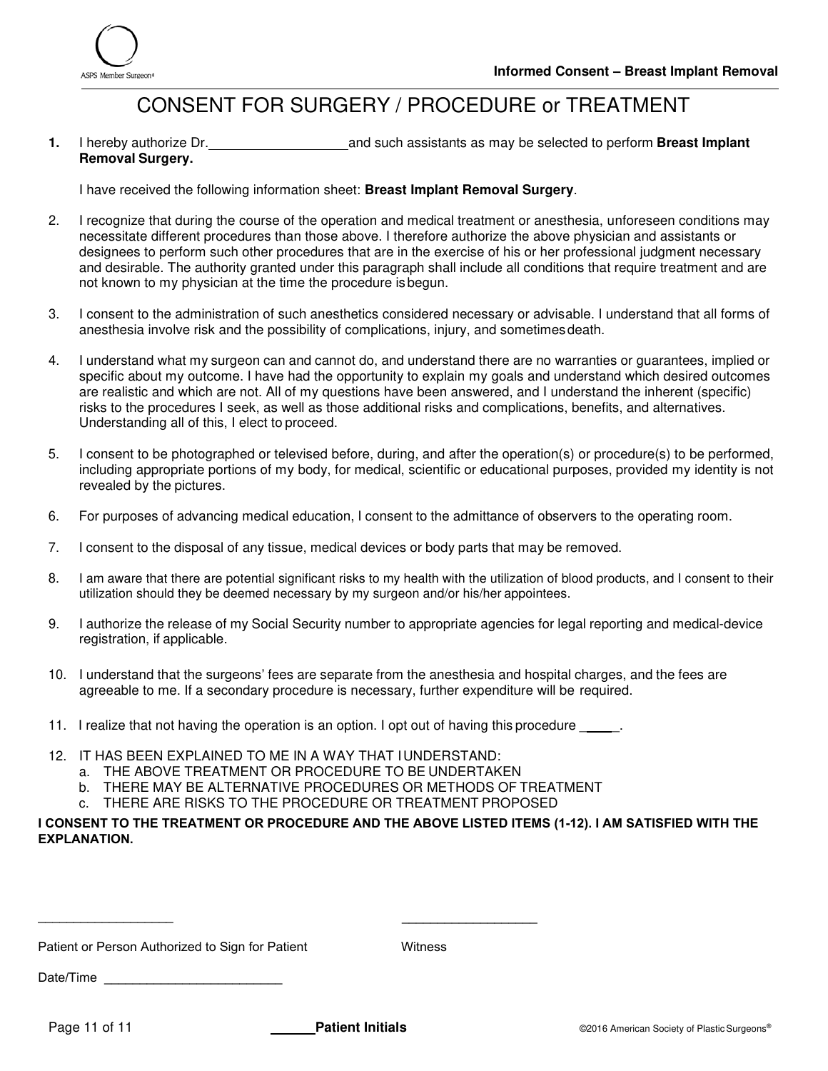# CONSENT FOR SURGERY / PROCEDURE or TREATMENT

**1.** I hereby authorize Dr.___________________and such assistants as may be selected to perform **Breast Implant Removal Surgery.**

I have received the following information sheet: **Breast Implant Removal Surgery**.

2. I recognize that during the course of the operation and medical treatment or anesthesia, unforeseen conditions may necessitate different procedures than those above. I therefore authorize the above physician and assistants or designees to perform such other procedures that are in the exercise of his or her professional judgment necessary and desirable. The authority granted under this paragraph shall include all conditions that require treatment and are not known to my physician at the time the procedure is begun.

3. I consent to the administration of such anesthetics considered necessary or advisable. I understand that all forms of anesthesia involve risk and the possibility of complications, injury, and sometimes death.

4. I understand what my surgeon can and cannot do, and understand there are no warranties or guarantees, implied or specific about my outcome. I have had the opportunity to explain my goals and understand which desired outcomes are realistic and which are not. All of my questions have been answered, and I understand the inherent (specific) risks to the procedures I seek, as well as those additional risks and complications, benefits, and alternatives. Understanding all of this, I elect to proceed.

5. I consent to be photographed or televised before, during, and after the operation(s) or procedure(s) to be performed, including appropriate portions of my body, for medical, scientific or educational purposes, provided my identity is not revealed by the pictures.

6. For purposes of advancing medical education, I consent to the admittance of observers to the operating room.

7. I consent to the disposal of any tissue, medical devices or body parts that may be removed.

8. I am aware that there are potential significant risks to my health with the utilization of blood products, and I consent to their utilization should they be deemed necessary by my surgeon and/or his/her appointees.

9. I authorize the release of my Social Security number to appropriate agencies for legal reporting and medical-device registration, if applicable.

10. I understand that the surgeons' fees are separate from the anesthesia and hospital charges, and the fees are agreeable to me. If a secondary procedure is necessary, further expenditure will be required.

11. I realize that not having the operation is an option. I opt out of having this procedure _____.

12. IT HAS BEEN EXPLAINED TO ME IN A WAY THAT I UNDERSTAND:
    a. THE ABOVE TREATMENT OR PROCEDURE TO BE UNDERTAKEN
    b. THERE MAY BE ALTERNATIVE PROCEDURES OR METHODS OF TREATMENT
    c. THERE ARE RISKS TO THE PROCEDURE OR TREATMENT PROPOSED

**I CONSENT TO THE TREATMENT OR PROCEDURE AND THE ABOVE LISTED ITEMS (1-12). I AM SATISFIED WITH THE EXPLANATION.**

___________________ ___________________

Patient or Person Authorized to Sign for Patient  Witness

Date/Time _________________________

______ **Patient Initials**